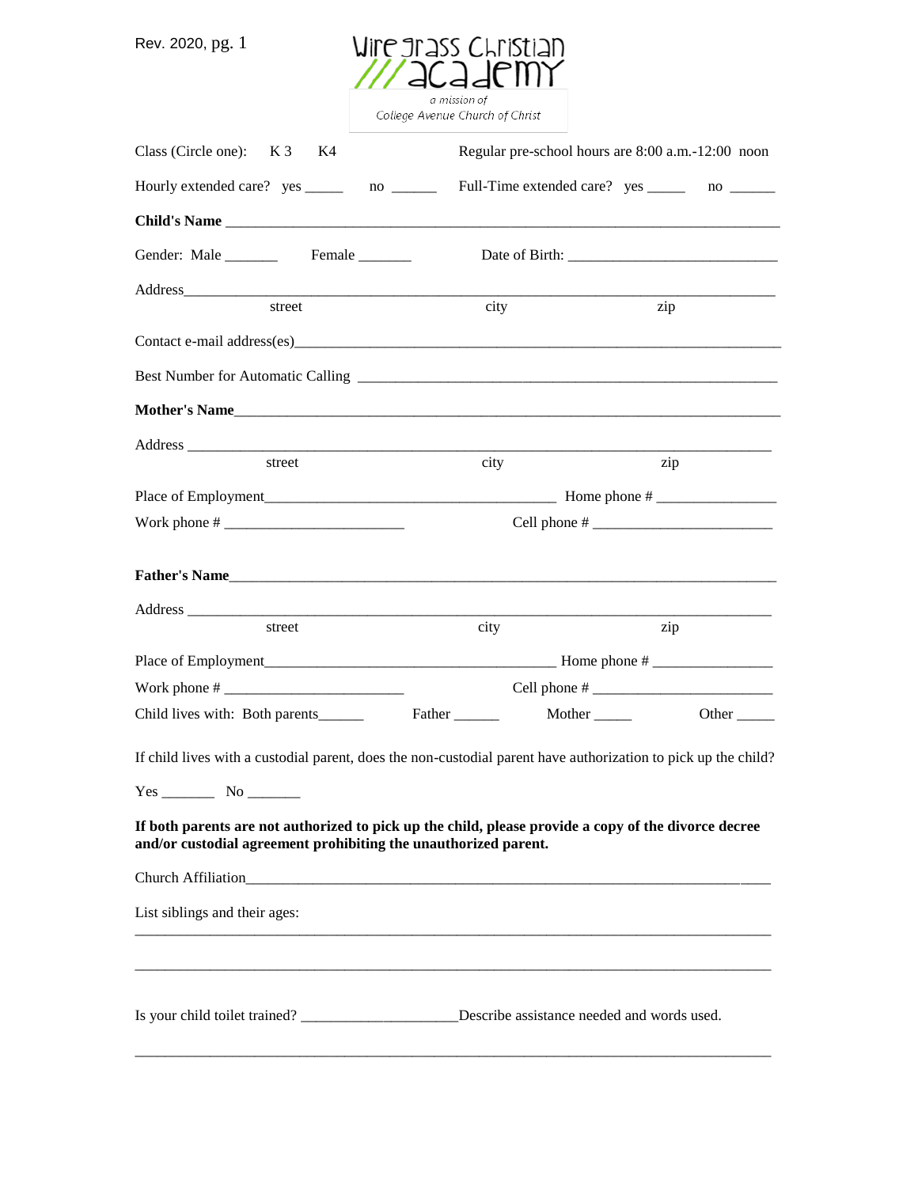Rev. 2020, pg. 1

# Wire grass Christian /// academy

*a mission of College Avenue Church of Christ*

Class (Circle one): K 3 K4 Regular pre-school hours are 8:00 a.m.-12:00 noon

Hourly extended care? yes _____ no ______ Full-Time extended care? yes _____ no ______

**Child's Name** ______________________________________________________________________

Gender: Male _______ Female _______ Date of Birth: ___________________________

Address_______________________________________________________________________
street city zip

Contact e-mail address(es)______________________________________________________________

Best Number for Automatic Calling _______________________________________________________

**Mother's Name**_______________________________________________________________________

Address _______________________________________________________________________
street city zip

Place of Employment_____________________________________ Home phone # ________________

Work phone # ________________________ Cell phone # ________________________

**Father's Name**_______________________________________________________________________

Address _______________________________________________________________________
street city zip

Place of Employment_____________________________________ Home phone # ________________

Work phone # ________________________ Cell phone # ________________________

Child lives with: Both parents______ Father ______ Mother _____ Other _____

If child lives with a custodial parent, does the non-custodial parent have authorization to pick up the child?

Yes _______ No _______

**If both parents are not authorized to pick up the child, please provide a copy of the divorce decree and/or custodial agreement prohibiting the unauthorized parent.**

Church Affiliation__________________________________________________________________

List siblings and their ages:

_____________________________________________________________________________________

_____________________________________________________________________________________

Is your child toilet trained? ____________________Describe assistance needed and words used.

_____________________________________________________________________________________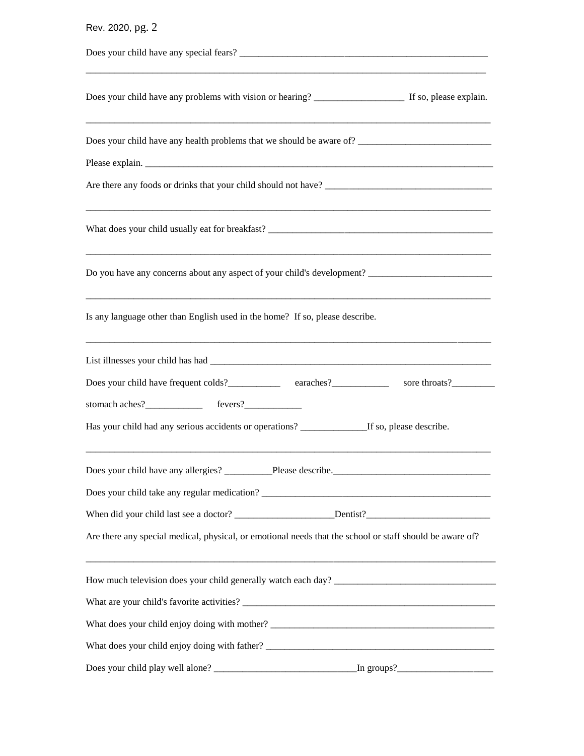Does your child have any special fears? ____________________________________________________

__________________________________________________________________________________

Does your child have any problems with vision or hearing? ___________________ If so, please explain.

__________________________________________________________________________________

Does your child have any health problems that we should be aware of? ____________________________

Please explain. ______________________________________________________________________

Are there any foods or drinks that your child should not have? ___________________________________

__________________________________________________________________________________

What does your child usually eat for breakfast? _______________________________________________

__________________________________________________________________________________

Do you have any concerns about any aspect of your child's development? __________________________

__________________________________________________________________________________

Is any language other than English used in the home? If so, please describe.

__________________________________________________________________________________

List illnesses your child has had _________________________________________________________

Does your child have frequent colds?___________ earaches?____________ sore throats?_________

stomach aches?____________ fevers?____________

Has your child had any serious accidents or operations? ______________If so, please describe.

__________________________________________________________________________________

Does your child have any allergies? __________Please describe.________________________________

Does your child take any regular medication? _________________________________________________

When did your child last see a doctor? _____________________Dentist?__________________________

Are there any special medical, physical, or emotional needs that the school or staff should be aware of?

__________________________________________________________________________________

How much television does your child generally watch each day? __________________________________

What are your child's favorite activities? ______________________________________________________

What does your child enjoy doing with mother? ________________________________________________

What does your child enjoy doing with father? _________________________________________________

Does your child play well alone? ______________________________In groups?___________________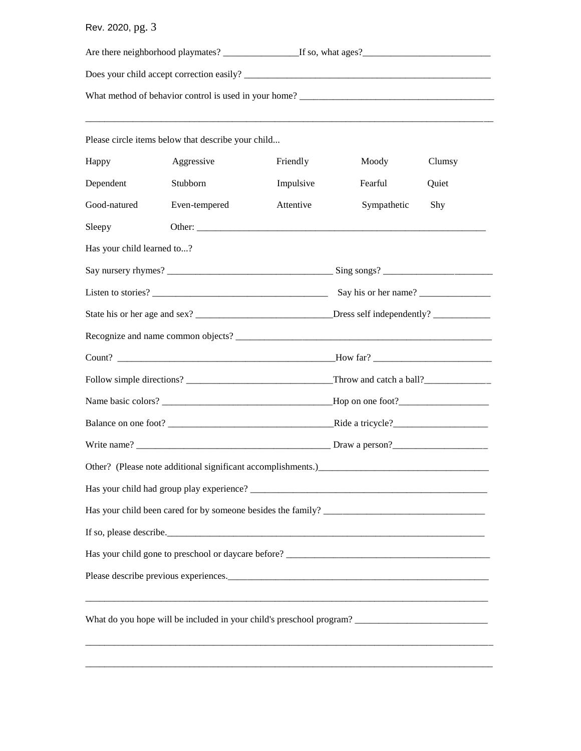Are there neighborhood playmates? ________________If so, what ages?___________________________

Does your child accept correction easily? ______________________________________________________

What method of behavior control is used in your home? __________________________________________

_________________________________________________________________________________________

Please circle items below that describe your child...

| | | | | |
|---|---|---|---|---|
| Happy | Aggressive | Friendly | Moody | Clumsy |
| Dependent | Stubborn | Impulsive | Fearful | Quiet |
| Good-natured | Even-tempered | Attentive | Sympathetic | Shy |
| Sleepy | Other: ______________________________ | | | |

Has your child learned to...?

Say nursery rhymes? ___________________________________ Sing songs? _______________________

Listen to stories? _____________________________________ Say his or her name? _______________

State his or her age and sex? _____________________________Dress self independently? ____________

Recognize and name common objects? _______________________________________________________

Count? ________________________________________________How far? _________________________

Follow simple directions? _______________________________Throw and catch a ball?______________

Name basic colors? ____________________________________Hop on one foot?___________________

Balance on one foot? ___________________________________Ride a tricycle?____________________

Write name? __________________________________________ Draw a person?____________________

Other? (Please note additional significant accomplishments.)____________________________________

Has your child had group play experience? ____________________________________________________

Has your child been cared for by someone besides the family? __________________________________

If so, please describe.______________________________________________________________________

Has your child gone to preschool or daycare before? ____________________________________________

Please describe previous experiences.__________________________________________________________

_________________________________________________________________________________________

What do you hope will be included in your child's preschool program? ____________________________

_________________________________________________________________________________________

_________________________________________________________________________________________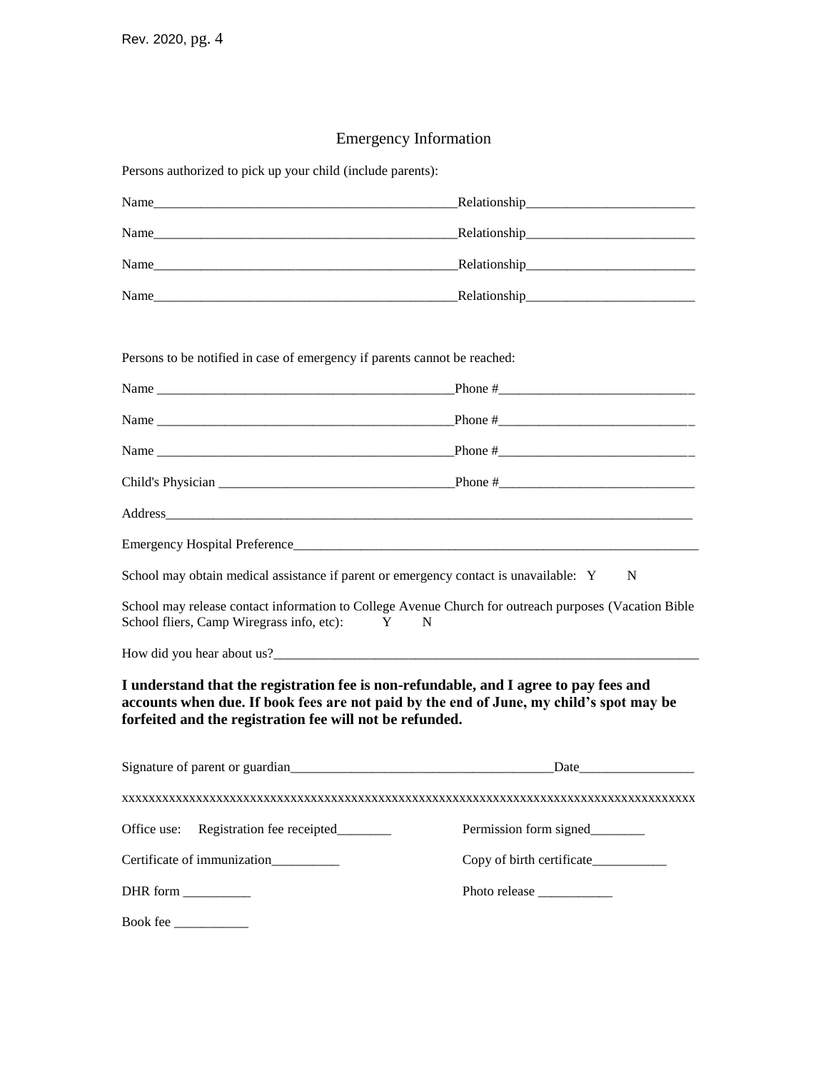## Emergency Information

Persons authorized to pick up your child (include parents):

Name_____________________________________________Relationship_________________________

Name_____________________________________________Relationship_________________________

Name_____________________________________________Relationship_________________________

Name_____________________________________________Relationship_________________________

Persons to be notified in case of emergency if parents cannot be reached:

Name _____________________________________________Phone #______________________________

Name _____________________________________________Phone #______________________________

Name _____________________________________________Phone #______________________________

Child's Physician ___________________________________Phone #______________________________

Address_________________________________________________________________________________

Emergency Hospital Preference_____________________________________________________________

School may obtain medical assistance if parent or emergency contact is unavailable: Y N

School may release contact information to College Avenue Church for outreach purposes (Vacation Bible School fliers, Camp Wiregrass info, etc): Y N

How did you hear about us?_________________________________________________________________

**I understand that the registration fee is non-refundable, and I agree to pay fees and accounts when due. If book fees are not paid by the end of June, my child's spot may be forfeited and the registration fee will not be refunded.**

Signature of parent or guardian_______________________________________Date_________________

xxxxxxxxxxxxxxxxxxxxxxxxxxxxxxxxxxxxxxxxxxxxxxxxxxxxxxxxxxxxxxxxxxxxxxxxxxxxxxxxxxxxxxxx

Office use: Registration fee receipted________ Permission form signed________

Certificate of immunization__________ Copy of birth certificate___________

DHR form __________ Photo release ___________

Book fee ___________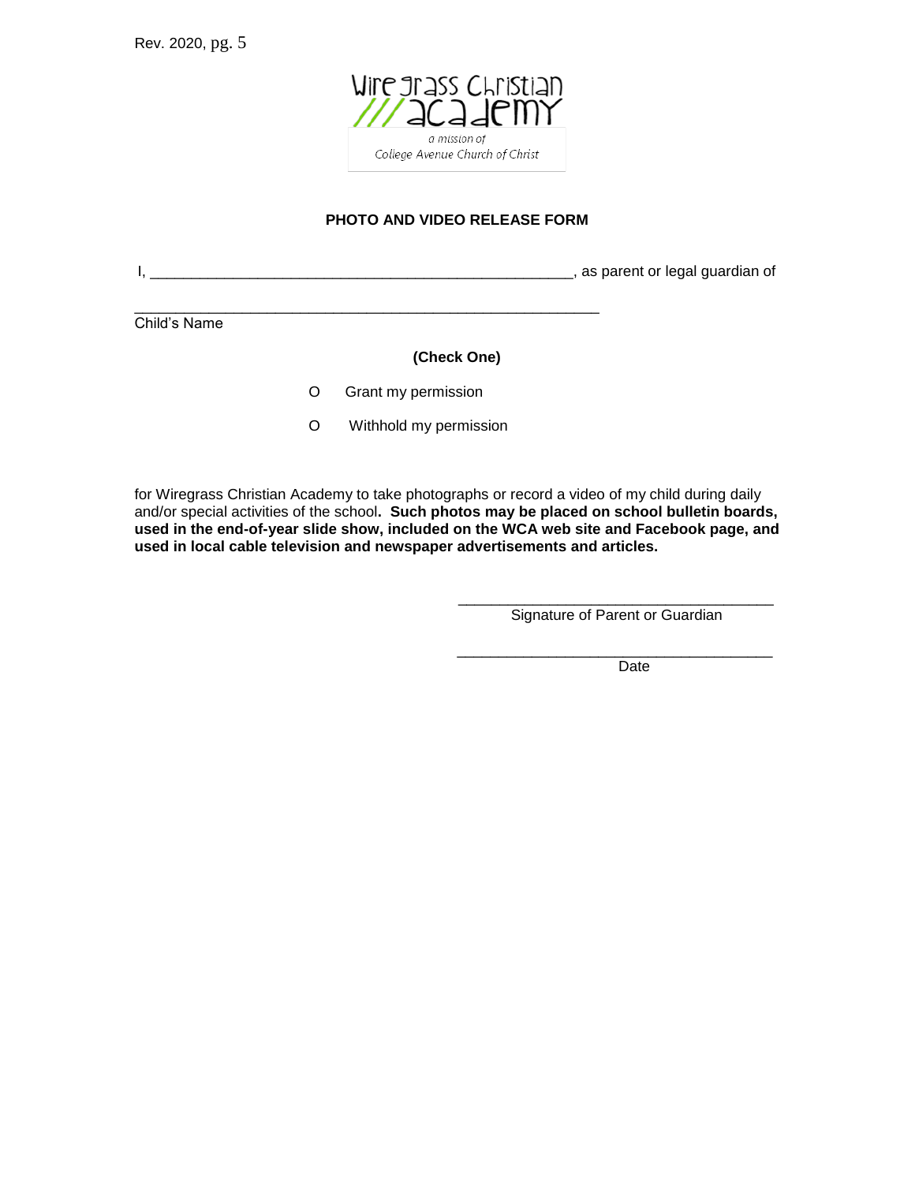Wiregrass Christian Academy

*a mission of*
*College Avenue Church of Christ*

**PHOTO AND VIDEO RELEASE FORM**

I, ____________________________________________________, as parent or legal guardian of

___________________________________________________________
Child's Name

**(Check One)**

O Grant my permission

O Withhold my permission

for Wiregrass Christian Academy to take photographs or record a video of my child during daily and/or special activities of the school**. Such photos may be placed on school bulletin boards, used in the end-of-year slide show, included on the WCA web site and Facebook page, and used in local cable television and newspaper advertisements and articles.**

_______________________________________
Signature of Parent or Guardian

_______________________________________
Date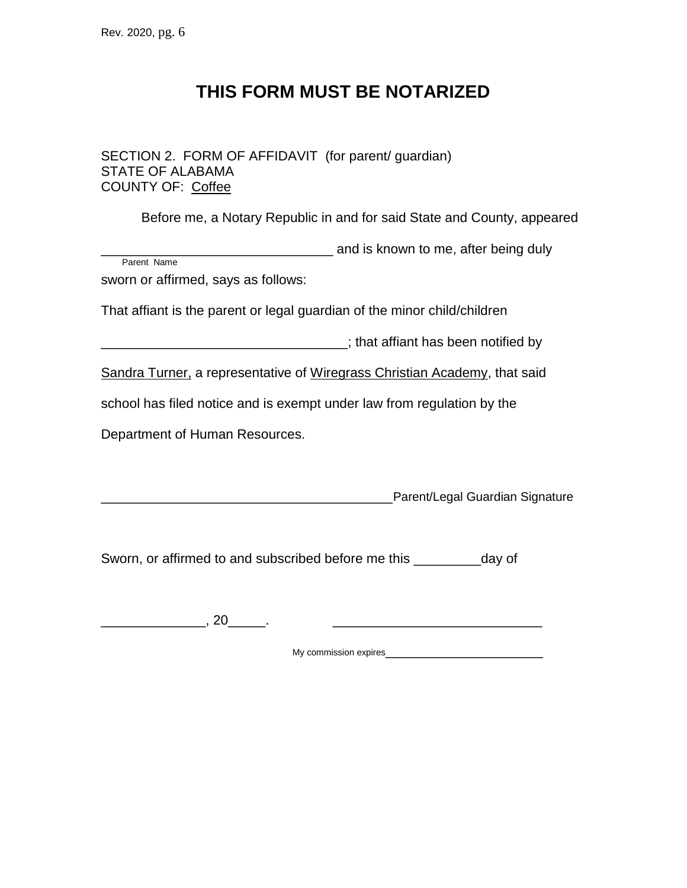# THIS FORM MUST BE NOTARIZED

SECTION 2. FORM OF AFFIDAVIT (for parent/ guardian)
STATE OF ALABAMA
COUNTY OF: Coffee

Before me, a Notary Republic in and for said State and County, appeared

_______________________________ and is known to me, after being duly
Parent Name

sworn or affirmed, says as follows:

That affiant is the parent or legal guardian of the minor child/children

_________________________________; that affiant has been notified by

Sandra Turner, a representative of Wiregrass Christian Academy, that said school has filed notice and is exempt under law from regulation by the Department of Human Resources.

________________________________________Parent/Legal Guardian Signature

Sworn, or affirmed to and subscribed before me this _________day of

______________, 20_____.                ____________________________

My commission expires__________________________